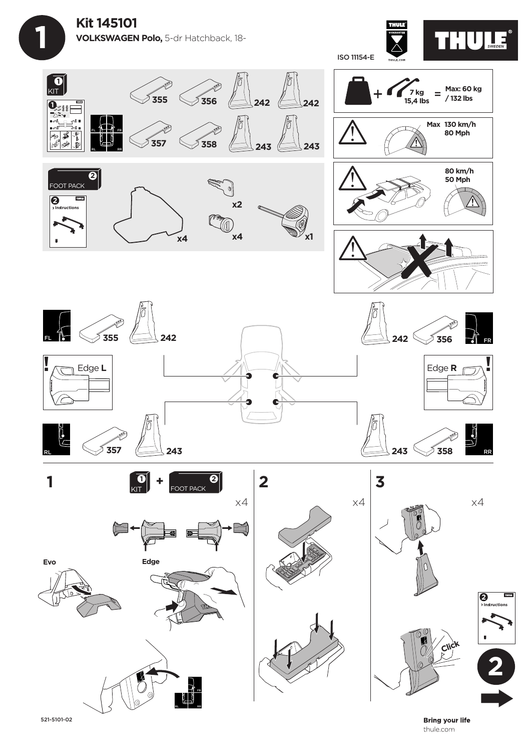# Kit 145101

**VOLKSWAGEN Polo,** 5-dr Hatchback, 18-

ISO 11154-E

THULE GUARANTEE THULE.COM

THULE SWEDEN

**1** KIT

355 356 242 242

357 358 243 243

**2** FOOT PACK

**2** > Instructions

x4 x2 x4 x1

7 kg 15,4 lbs = Max: 60 kg / 132 lbs

Max 130 km/h 80 Mph

80 km/h 50 Mph

FL 355 242

242 356 FR

Edge **L**

Edge **R**

RL 357 243

243 358 RR

**1** KIT + FOOT PACK x4

Evo

Edge

FR RL RR

**2** x4

**3** x4

Click

**2** > Instructions

**2**

521-5101-02

**Bring your life**
thule.com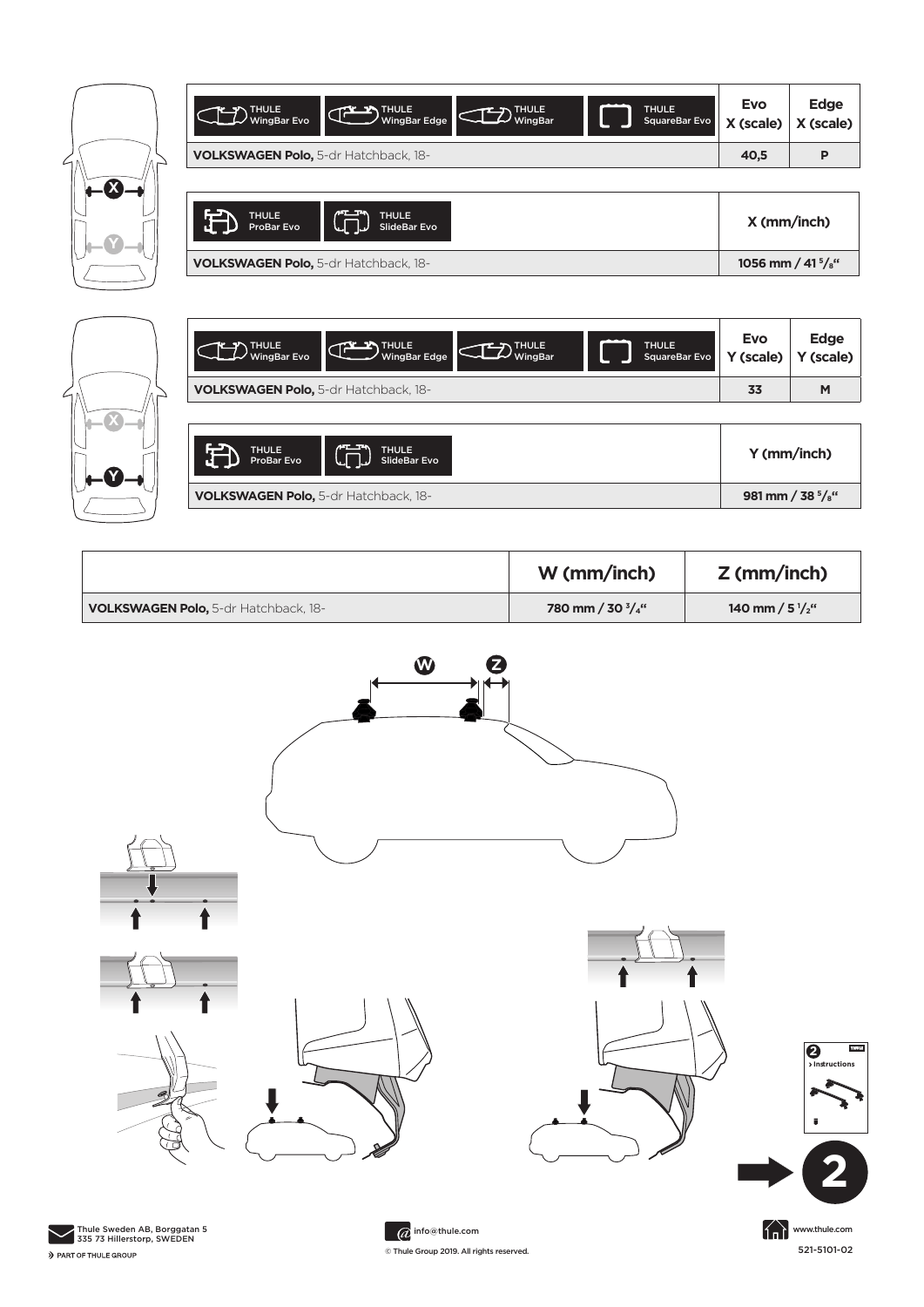| THULE WingBar Evo | THULE WingBar Edge | THULE WingBar | THULE SquareBar Evo | Evo X (scale) | Edge X (scale) |
|---|---|---|---|---|---|
| **VOLKSWAGEN Polo,** 5-dr Hatchback, 18- | | | | **40,5** | **P** |

| THULE ProBar Evo | THULE SlideBar Evo | X (mm/inch) |
|---|---|---|
| **VOLKSWAGEN Polo,** 5-dr Hatchback, 18- | | **1056 mm / 41 5/8“** |

| THULE WingBar Evo | THULE WingBar Edge | THULE WingBar | THULE SquareBar Evo | Evo Y (scale) | Edge Y (scale) |
|---|---|---|---|---|---|
| **VOLKSWAGEN Polo,** 5-dr Hatchback, 18- | | | | **33** | **M** |

| THULE ProBar Evo | THULE SlideBar Evo | Y (mm/inch) |
|---|---|---|
| **VOLKSWAGEN Polo,** 5-dr Hatchback, 18- | | **981 mm / 38 5/8“** |

| | W (mm/inch) | Z (mm/inch) |
|---|---|---|
| **VOLKSWAGEN Polo,** 5-dr Hatchback, 18- | **780 mm / 30 3/4“** | **140 mm / 5 1/2“** |

W

Z

2 > Instructions

2

Thule Sweden AB, Borggatan 5
335 73 Hillerstorp, SWEDEN

PART OF THULE GROUP

info@thule.com

© Thule Group 2019. All rights reserved.

www.thule.com

521-5101-02